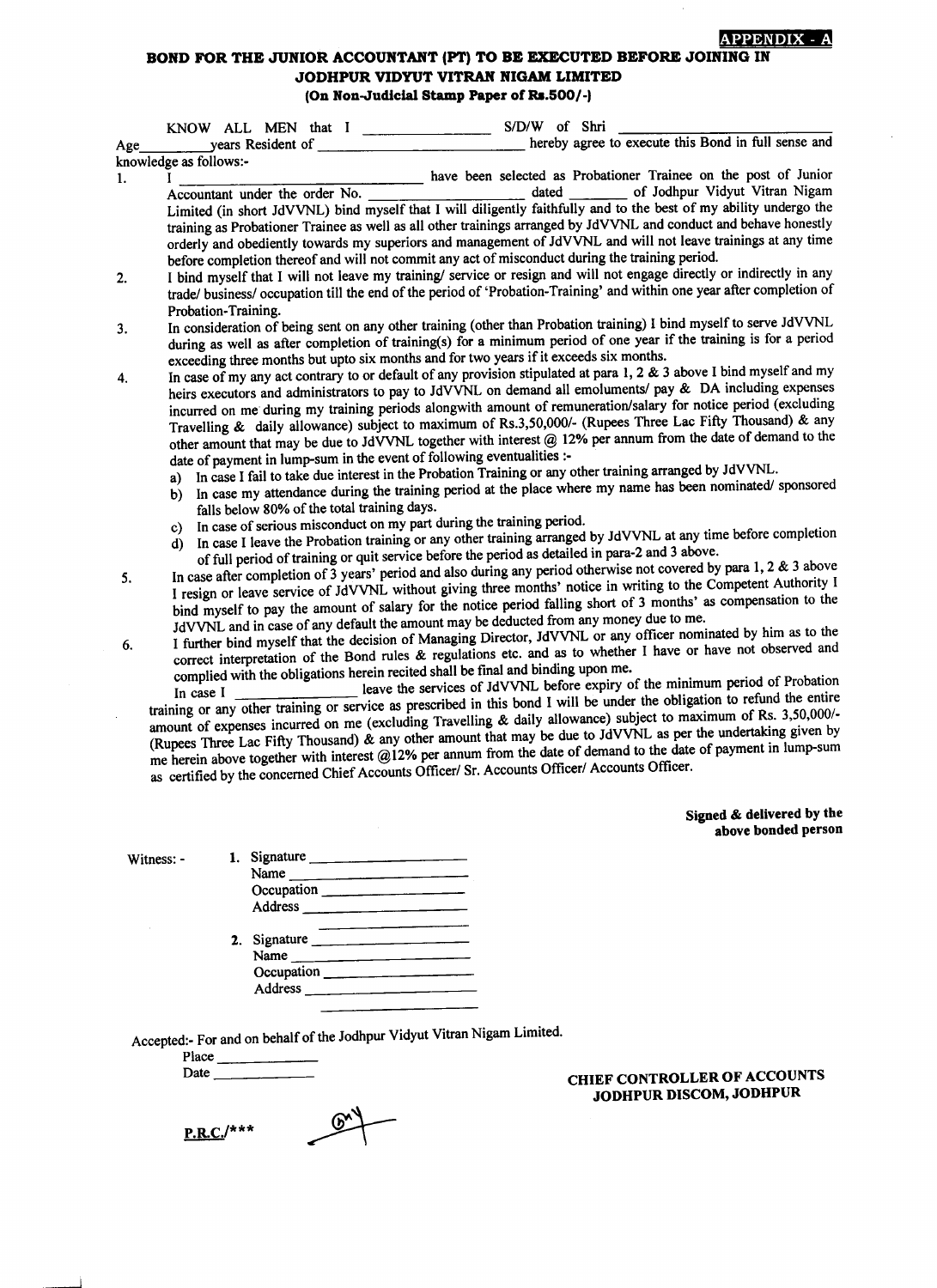**APPENDIX - A**

# BOND FOR THE JUNIOR ACCOUNTANT (PT) TO BE EXECUTED BEFORE JOINING IN JODHPUR VIDYUT VITRAN NIGAM LIMITED

**(On Non-Judicial Stamp Paper of Rs.500/-)**

KNOW ALL MEN that I \_\_\_\_\_\_\_\_\_\_\_\_\_\_\_\_ S/D/W of Shri \_\_\_\_\_\_\_\_\_\_\_\_\_\_\_\_\_\_\_\_\_\_\_\_\_\_ Age\_\_\_\_\_\_\_\_\_\_years Resident of \_\_\_\_\_\_\_\_\_\_\_\_\_\_\_\_\_\_\_\_\_\_\_\_\_\_\_\_\_\_ hereby agree to execute this Bond in full sense and knowledge as follows:-

1. I \_\_\_\_\_\_\_\_\_\_\_\_\_\_\_\_\_\_\_\_\_\_\_\_\_\_\_\_\_\_ have been selected as Probationer Trainee on the post of Junior Accountant under the order No. \_\_\_\_\_\_\_\_\_\_\_\_\_\_\_\_\_\_\_\_ dated \_\_\_\_\_\_\_\_ of Jodhpur Vidyut Vitran Nigam Limited (in short JdVVNL) bind myself that I will diligently faithfully and to the best of my ability undergo the training as Probationer Trainee as well as all other trainings arranged by JdVVNL and conduct and behave honestly orderly and obediently towards my superiors and management of JdVVNL and will not leave trainings at any time before completion thereof and will not commit any act of misconduct during the training period.
2. I bind myself that I will not leave my training/ service or resign and will not engage directly or indirectly in any trade/ business/ occupation till the end of the period of 'Probation-Training' and within one year after completion of Probation-Training.
3. In consideration of being sent on any other training (other than Probation training) I bind myself to serve JdVVNL during as well as after completion of training(s) for a minimum period of one year if the training is for a period exceeding three months but upto six months and for two years if it exceeds six months.
4. In case of my any act contrary to or default of any provision stipulated at para 1, 2 & 3 above I bind myself and my heirs executors and administrators to pay to JdVVNL on demand all emoluments/ pay & DA including expenses incurred on me during my training periods alongwith amount of remuneration/salary for notice period (excluding Travelling & daily allowance) subject to maximum of Rs.3,50,000/- (Rupees Three Lac Fifty Thousand) & any other amount that may be due to JdVVNL together with interest @ 12% per annum from the date of demand to the date of payment in lump-sum in the event of following eventualities :-
   a) In case I fail to take due interest in the Probation Training or any other training arranged by JdVVNL.
   b) In case my attendance during the training period at the place where my name has been nominated/ sponsored falls below 80% of the total training days.
   c) In case of serious misconduct on my part during the training period.
   d) In case I leave the Probation training or any other training arranged by JdVVNL at any time before completion of full period of training or quit service before the period as detailed in para-2 and 3 above.
5. In case after completion of 3 years' period and also during any period otherwise not covered by para 1, 2 & 3 above I resign or leave service of JdVVNL without giving three months' notice in writing to the Competent Authority I bind myself to pay the amount of salary for the notice period falling short of 3 months' as compensation to the JdVVNL and in case of any default the amount may be deducted from any money due to me.
6. I further bind myself that the decision of Managing Director, JdVVNL or any officer nominated by him as to the correct interpretation of the Bond rules & regulations etc. and as to whether I have or have not observed and complied with the obligations herein recited shall be final and binding upon me.

In case I \_\_\_\_\_\_\_\_\_\_\_\_\_\_\_\_ leave the services of JdVVNL before expiry of the minimum period of Probation training or any other training or service as prescribed in this bond I will be under the obligation to refund the entire amount of expenses incurred on me (excluding Travelling & daily allowance) subject to maximum of Rs. 3,50,000/- (Rupees Three Lac Fifty Thousand) & any other amount that may be due to JdVVNL as per the undertaking given by me herein above together with interest @12% per annum from the date of demand to the date of payment in lump-sum as certified by the concerned Chief Accounts Officer/ Sr. Accounts Officer/ Accounts Officer.

**Signed & delivered by the above bonded person**

Witness: -

1. Signature \_\_\_\_\_\_\_\_\_\_\_\_\_\_\_\_\_\_\_\_
   Name \_\_\_\_\_\_\_\_\_\_\_\_\_\_\_\_\_\_\_\_
   Occupation \_\_\_\_\_\_\_\_\_\_\_\_\_\_\_\_\_\_\_\_
   Address \_\_\_\_\_\_\_\_\_\_\_\_\_\_\_\_\_\_\_\_
2. Signature \_\_\_\_\_\_\_\_\_\_\_\_\_\_\_\_\_\_\_\_
   Name \_\_\_\_\_\_\_\_\_\_\_\_\_\_\_\_\_\_\_\_
   Occupation \_\_\_\_\_\_\_\_\_\_\_\_\_\_\_\_\_\_\_\_
   Address \_\_\_\_\_\_\_\_\_\_\_\_\_\_\_\_\_\_\_\_

Accepted:- For and on behalf of the Jodhpur Vidyut Vitran Nigam Limited.

Place \_\_\_\_\_\_\_\_\_\_\_\_\_\_

Date \_\_\_\_\_\_\_\_\_\_\_\_\_\_

**CHIEF CONTROLLER OF ACCOUNTS**
**JODHPUR DISCOM, JODHPUR**

**P.R.C./\*\*\***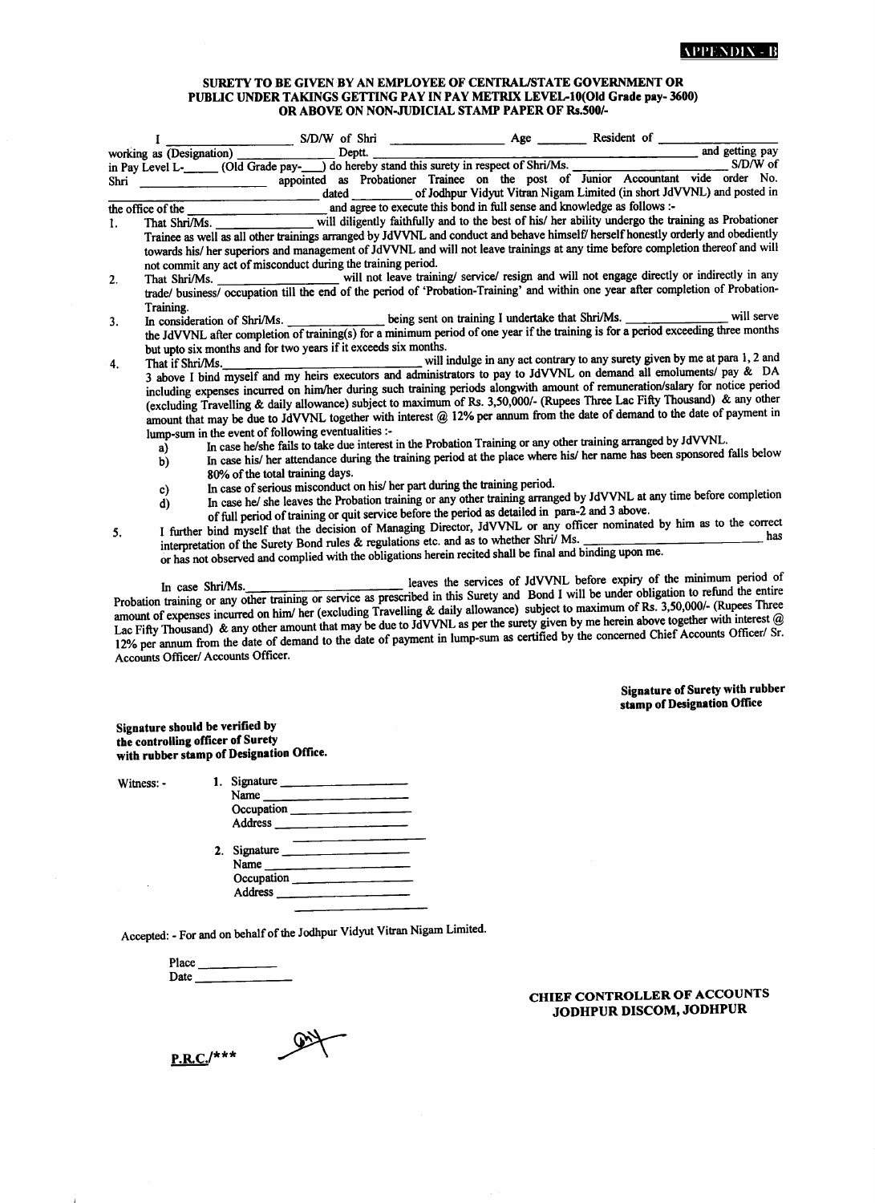APPENDIX - B

**SURETY TO BE GIVEN BY AN EMPLOYEE OF CENTRAL/STATE GOVERNMENT OR PUBLIC UNDER TAKINGS GETTING PAY IN PAY METRIX LEVEL-10(Old Grade pay- 3600) OR ABOVE ON NON-JUDICIAL STAMP PAPER OF Rs.500/-**

I ________________ S/D/W of Shri ________________ Age _______ Resident of ________________ working as (Designation) ______________ Deptt. ________________________________ and getting pay in Pay Level L-_____ (Old Grade pay-____) do hereby stand this surety in respect of Shri/Ms. ____________________ S/D/W of Shri ________________ appointed as Probationer Trainee on the post of Junior Accountant vide order No. ________________________ dated _________ of Jodhpur Vidyut Vitran Nigam Limited (in short JdVVNL) and posted in the office of the ____________________ and agree to execute this bond in full sense and knowledge as follows :-

1. That Shri/Ms. ________________ will diligently faithfully and to the best of his/ her ability undergo the training as Probationer Trainee as well as all other trainings arranged by JdVVNL and conduct and behave himself/ herself honestly orderly and obediently towards his/ her superiors and management of JdVVNL and will not leave trainings at any time before completion thereof and will not commit any act of misconduct during the training period.
2. That Shri/Ms. ________________ will not leave training/ service/ resign and will not engage directly or indirectly in any trade/ business/ occupation till the end of the period of 'Probation-Training' and within one year after completion of Probation-Training.
3. In consideration of Shri/Ms. ______________ being sent on training I undertake that Shri/Ms. ______________ will serve the JdVVNL after completion of training(s) for a minimum period of one year if the training is for a period exceeding three months but upto six months and for two years if it exceeds six months.
4. That if Shri/Ms. ________________________ will indulge in any act contrary to any surety given by me at para 1, 2 and 3 above I bind myself and my heirs executors and administrators to pay to JdVVNL on demand all emoluments/ pay & DA including expenses incurred on him/her during such training periods alongwith amount of remuneration/salary for notice period (excluding Travelling & daily allowance) subject to maximum of Rs. 3,50,000/- (Rupees Three Lac Fifty Thousand) & any other amount that may be due to JdVVNL together with interest @ 12% per annum from the date of demand to the date of payment in lump-sum in the event of following eventualities :-
   a) In case he/she fails to take due interest in the Probation Training or any other training arranged by JdVVNL.
   b) In case his/ her attendance during the training period at the place where his/ her name has been sponsored falls below 80% of the total training days.
   c) In case of serious misconduct on his/ her part during the training period.
   d) In case he/ she leaves the Probation training or any other training arranged by JdVVNL at any time before completion of full period of training or quit service before the period as detailed in para-2 and 3 above.
5. I further bind myself that the decision of Managing Director, JdVVNL or any officer nominated by him as to the correct interpretation of the Surety Bond rules & regulations etc. and as to whether Shri/ Ms. ________________________ has or has not observed and complied with the obligations herein recited shall be final and binding upon me.

In case Shri/Ms.______________________ leaves the services of JdVVNL before expiry of the minimum period of Probation training or any other training or service as prescribed in this Surety and Bond I will be under obligation to refund the entire amount of expenses incurred on him/ her (excluding Travelling & daily allowance) subject to maximum of Rs. 3,50,000/- (Rupees Three Lac Fifty Thousand) & any other amount that may be due to JdVVNL as per the surety given by me herein above together with interest @ 12% per annum from the date of demand to the date of payment in lump-sum as certified by the concerned Chief Accounts Officer/ Sr. Accounts Officer/ Accounts Officer.

**Signature of Surety with rubber stamp of Designation Office**

**Signature should be verified by the controlling officer of Surety with rubber stamp of Designation Office.**

Witness: -

1. Signature ________________
   Name ________________
   Occupation ________________
   Address ________________
2. Signature ________________
   Name ________________
   Occupation ________________
   Address ________________

Accepted: - For and on behalf of the Jodhpur Vidyut Vitran Nigam Limited.

Place ____________
Date ____________

**CHIEF CONTROLLER OF ACCOUNTS**
**JODHPUR DISCOM, JODHPUR**

**P.R.C./*****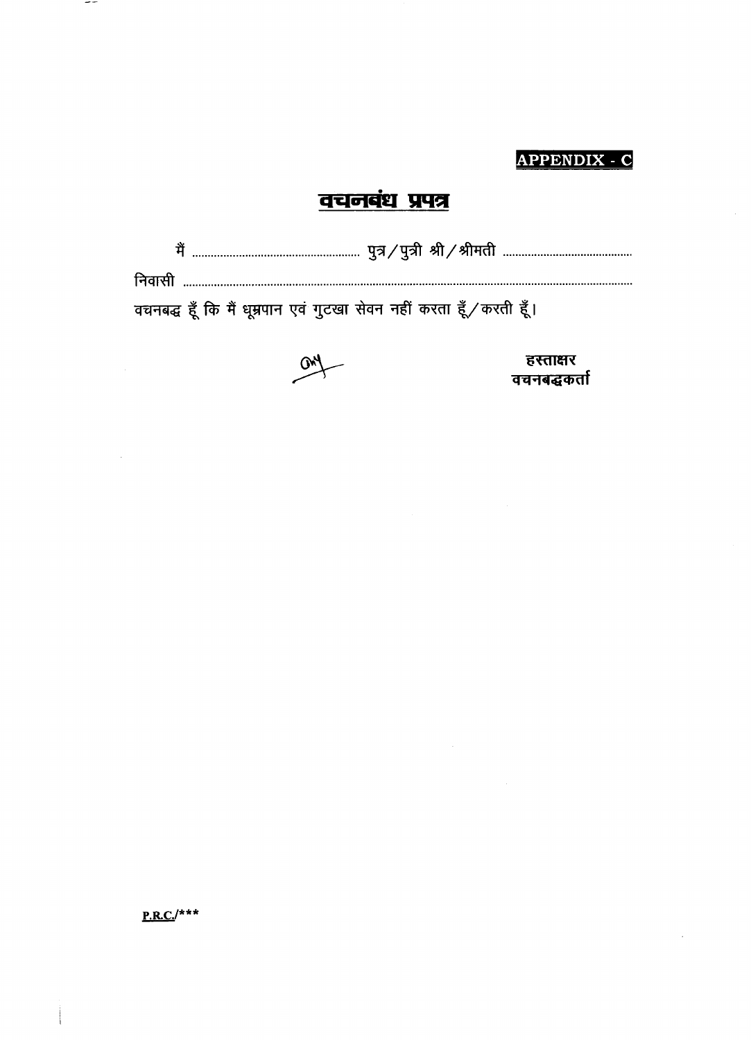**APPENDIX - C**

# वचनबंध प्रपत्र

मैं ....................................................... पुत्र/पुत्री श्री/श्रीमती ..........................................

निवासी ..........................................................................................................................................

वचनबद्ध हूँ कि मैं धूम्रपान एवं गुटखा सेवन नहीं करता हूँ/करती हूँ।

हस्ताक्षर
वचनबद्धकर्ता

P.R.C./***